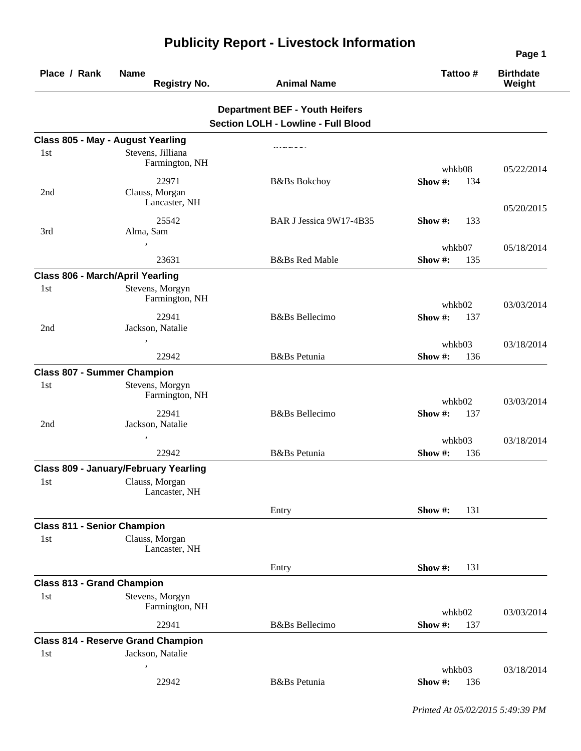# Publicity Report - Livestock Information

| Place / Rank | Name / Registry No. | Animal Name | Tattoo # | Birthdate / Weight |
|---|---|---|---|---|

**Department BEF - Youth Heifers**

**Section LOLH - Lowline - Full Blood**

### Class 805 - May - August Yearling

| Place / Rank | Name / Registry No. | Animal Name | Tattoo # | Birthdate / Weight |
|---|---|---|---|---|
| 1st | Stevens, Jilliana<br>Farmington, NH<br>22971 | B&Bs Bokchoy | whkb08<br>Show #: 134 | 05/22/2014 |
| 2nd | Clauss, Morgan<br>Lancaster, NH<br>25542 | BAR J Jessica 9W17-4B35 | Show #: 133 | 05/20/2015 |
| 3rd | Alma, Sam<br>,<br>23631 | B&Bs Red Mable | whkb07<br>Show #: 135 | 05/18/2014 |

### Class 806 - March/April Yearling

| Place / Rank | Name / Registry No. | Animal Name | Tattoo # | Birthdate / Weight |
|---|---|---|---|---|
| 1st | Stevens, Morgyn<br>Farmington, NH<br>22941 | B&Bs Bellecimo | whkb02<br>Show #: 137 | 03/03/2014 |
| 2nd | Jackson, Natalie<br>,<br>22942 | B&Bs Petunia | whkb03<br>Show #: 136 | 03/18/2014 |

### Class 807 - Summer Champion

| Place / Rank | Name / Registry No. | Animal Name | Tattoo # | Birthdate / Weight |
|---|---|---|---|---|
| 1st | Stevens, Morgyn<br>Farmington, NH<br>22941 | B&Bs Bellecimo | whkb02<br>Show #: 137 | 03/03/2014 |
| 2nd | Jackson, Natalie<br>,<br>22942 | B&Bs Petunia | whkb03<br>Show #: 136 | 03/18/2014 |

### Class 809 - January/February Yearling

| Place / Rank | Name / Registry No. | Animal Name | Tattoo # | Birthdate / Weight |
|---|---|---|---|---|
| 1st | Clauss, Morgan<br>Lancaster, NH | Entry | Show #: 131 | |

### Class 811 - Senior Champion

| Place / Rank | Name / Registry No. | Animal Name | Tattoo # | Birthdate / Weight |
|---|---|---|---|---|
| 1st | Clauss, Morgan<br>Lancaster, NH | Entry | Show #: 131 | |

### Class 813 - Grand Champion

| Place / Rank | Name / Registry No. | Animal Name | Tattoo # | Birthdate / Weight |
|---|---|---|---|---|
| 1st | Stevens, Morgyn<br>Farmington, NH<br>22941 | B&Bs Bellecimo | whkb02<br>Show #: 137 | 03/03/2014 |

### Class 814 - Reserve Grand Champion

| Place / Rank | Name / Registry No. | Animal Name | Tattoo # | Birthdate / Weight |
|---|---|---|---|---|
| 1st | Jackson, Natalie<br>,<br>22942 | B&Bs Petunia | whkb03<br>Show #: 136 | 03/18/2014 |

*Printed At 05/02/2015 5:49:39 PM*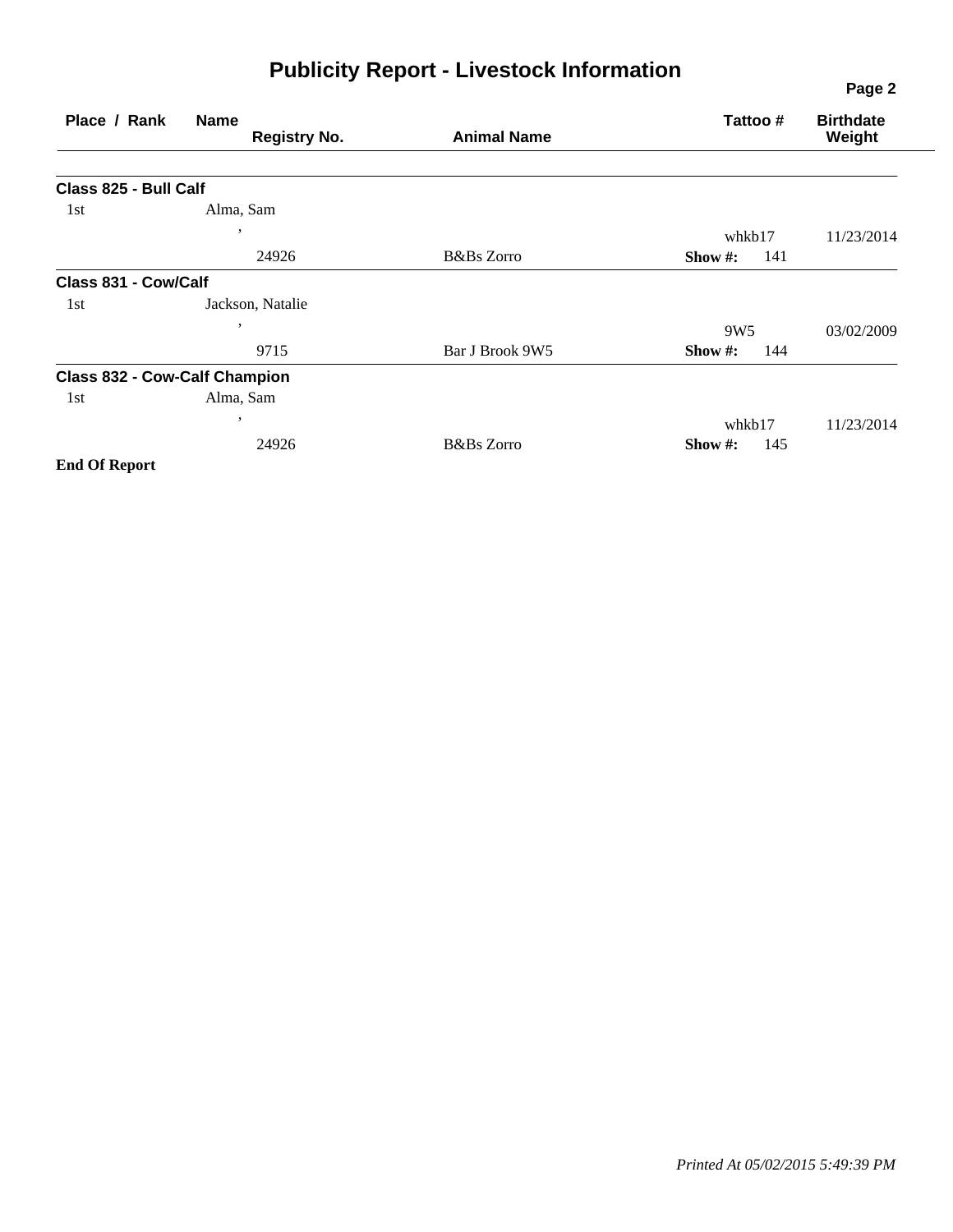# Publicity Report - Livestock Information

| Place / Rank | Name / Registry No. | Animal Name | Tattoo # | Birthdate / Weight |
|---|---|---|---|---|
| **Class 825 - Bull Calf** | | | | |
| 1st | Alma, Sam | | | |
| | , | | whkb17 | 11/23/2014 |
| | 24926 | B&Bs Zorro | **Show #:** 141 | |
| **Class 831 - Cow/Calf** | | | | |
| 1st | Jackson, Natalie | | | |
| | , | | 9W5 | 03/02/2009 |
| | 9715 | Bar J Brook 9W5 | **Show #:** 144 | |
| **Class 832 - Cow-Calf Champion** | | | | |
| 1st | Alma, Sam | | | |
| | , | | whkb17 | 11/23/2014 |
| | 24926 | B&Bs Zorro | **Show #:** 145 | |

**End Of Report**

*Printed At 05/02/2015 5:49:39 PM*